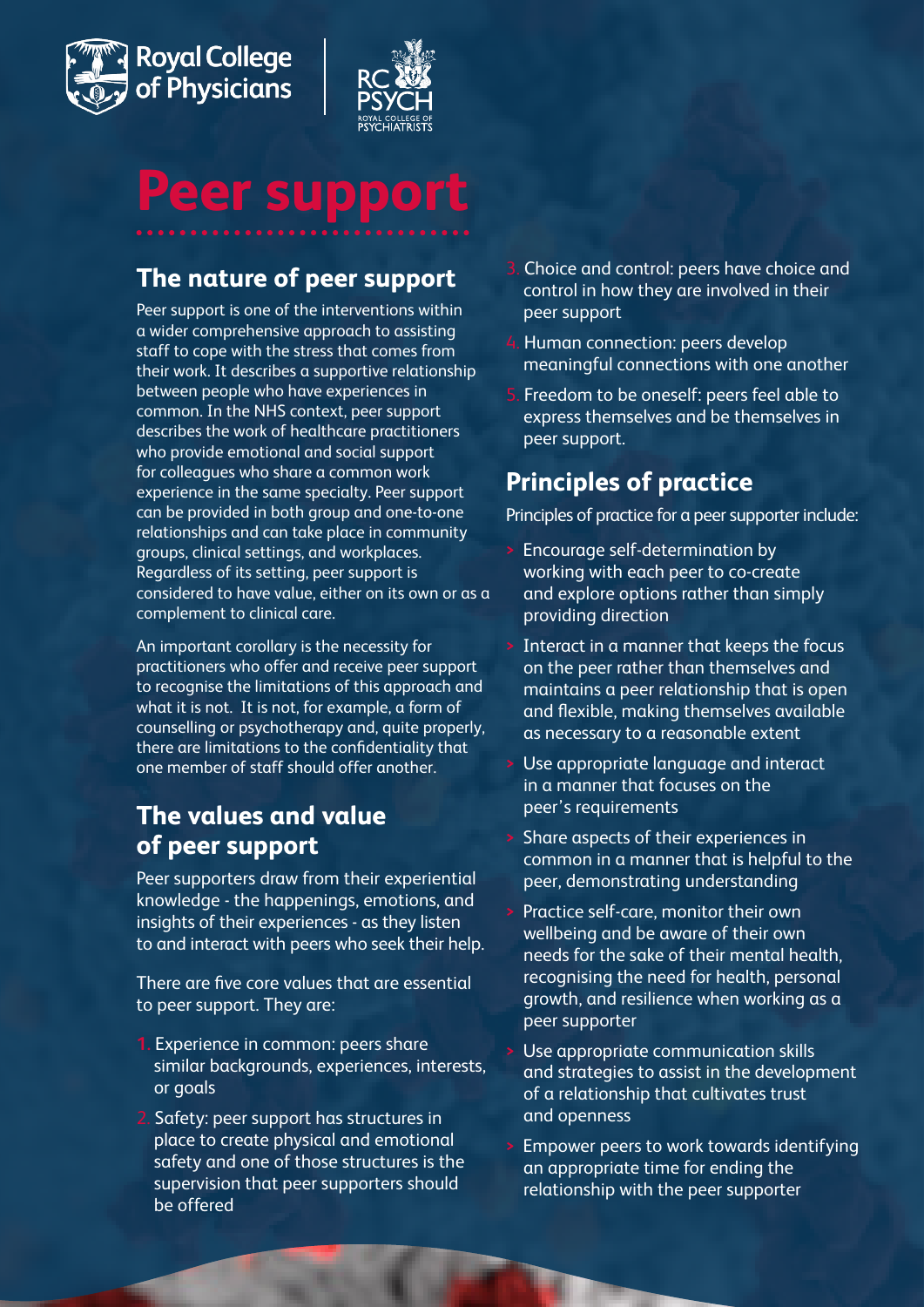Royal College of Physicians

RC PSYCH ROYAL COLLEGE OF PSYCHIATRISTS

# Peer support

## The nature of peer support

Peer support is one of the interventions within a wider comprehensive approach to assisting staff to cope with the stress that comes from their work. It describes a supportive relationship between people who have experiences in common. In the NHS context, peer support describes the work of healthcare practitioners who provide emotional and social support for colleagues who share a common work experience in the same specialty. Peer support can be provided in both group and one-to-one relationships and can take place in community groups, clinical settings, and workplaces. Regardless of its setting, peer support is considered to have value, either on its own or as a complement to clinical care.

An important corollary is the necessity for practitioners who offer and receive peer support to recognise the limitations of this approach and what it is not. It is not, for example, a form of counselling or psychotherapy and, quite properly, there are limitations to the confidentiality that one member of staff should offer another.

## The values and value of peer support

Peer supporters draw from their experiential knowledge - the happenings, emotions, and insights of their experiences - as they listen to and interact with peers who seek their help.

There are five core values that are essential to peer support. They are:

1. Experience in common: peers share similar backgrounds, experiences, interests, or goals
2. Safety: peer support has structures in place to create physical and emotional safety and one of those structures is the supervision that peer supporters should be offered
3. Choice and control: peers have choice and control in how they are involved in their peer support
4. Human connection: peers develop meaningful connections with one another
5. Freedom to be oneself: peers feel able to express themselves and be themselves in peer support.

## Principles of practice

Principles of practice for a peer supporter include:

- Encourage self-determination by working with each peer to co-create and explore options rather than simply providing direction
- Interact in a manner that keeps the focus on the peer rather than themselves and maintains a peer relationship that is open and flexible, making themselves available as necessary to a reasonable extent
- Use appropriate language and interact in a manner that focuses on the peer's requirements
- Share aspects of their experiences in common in a manner that is helpful to the peer, demonstrating understanding
- Practice self-care, monitor their own wellbeing and be aware of their own needs for the sake of their mental health, recognising the need for health, personal growth, and resilience when working as a peer supporter
- Use appropriate communication skills and strategies to assist in the development of a relationship that cultivates trust and openness
- Empower peers to work towards identifying an appropriate time for ending the relationship with the peer supporter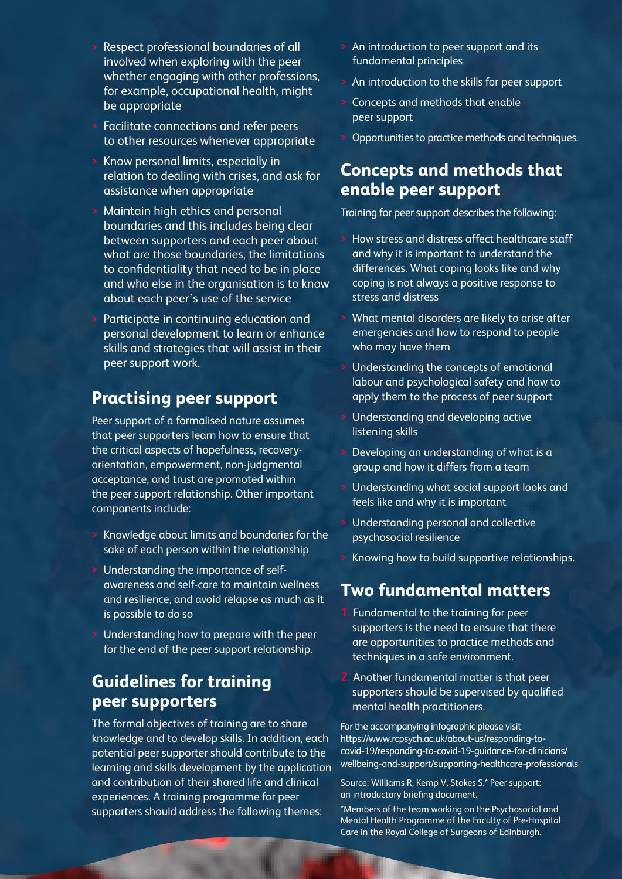- Respect professional boundaries of all involved when exploring with the peer whether engaging with other professions, for example, occupational health, might be appropriate
- Facilitate connections and refer peers to other resources whenever appropriate
- Know personal limits, especially in relation to dealing with crises, and ask for assistance when appropriate
- Maintain high ethics and personal boundaries and this includes being clear between supporters and each peer about what are those boundaries, the limitations to confidentiality that need to be in place and who else in the organisation is to know about each peer's use of the service
- Participate in continuing education and personal development to learn or enhance skills and strategies that will assist in their peer support work.

## Practising peer support

Peer support of a formalised nature assumes that peer supporters learn how to ensure that the critical aspects of hopefulness, recovery-orientation, empowerment, non-judgmental acceptance, and trust are promoted within the peer support relationship. Other important components include:

- Knowledge about limits and boundaries for the sake of each person within the relationship
- Understanding the importance of self-awareness and self-care to maintain wellness and resilience, and avoid relapse as much as it is possible to do so
- Understanding how to prepare with the peer for the end of the peer support relationship.

## Guidelines for training peer supporters

The formal objectives of training are to share knowledge and to develop skills. In addition, each potential peer supporter should contribute to the learning and skills development by the application and contribution of their shared life and clinical experiences. A training programme for peer supporters should address the following themes:

- An introduction to peer support and its fundamental principles
- An introduction to the skills for peer support
- Concepts and methods that enable peer support
- Opportunities to practice methods and techniques.

## Concepts and methods that enable peer support

Training for peer support describes the following:

- How stress and distress affect healthcare staff and why it is important to understand the differences. What coping looks like and why coping is not always a positive response to stress and distress
- What mental disorders are likely to arise after emergencies and how to respond to people who may have them
- Understanding the concepts of emotional labour and psychological safety and how to apply them to the process of peer support
- Understanding and developing active listening skills
- Developing an understanding of what is a group and how it differs from a team
- Understanding what social support looks and feels like and why it is important
- Understanding personal and collective psychosocial resilience
- Knowing how to build supportive relationships.

## Two fundamental matters

1. Fundamental to the training for peer supporters is the need to ensure that there are opportunities to practice methods and techniques in a safe environment.
2. Another fundamental matter is that peer supporters should be supervised by qualified mental health practitioners.

For the accompanying infographic please visit https://www.rcpsych.ac.uk/about-us/responding-to-covid-19/responding-to-covid-19-guidance-for-clinicians/wellbeing-and-support/supporting-healthcare-professionals

Source: Williams R, Kemp V, Stokes S.* Peer support: an introductory briefing document.

*Members of the team working on the Psychosocial and Mental Health Programme of the Faculty of Pre-Hospital Care in the Royal College of Surgeons of Edinburgh.